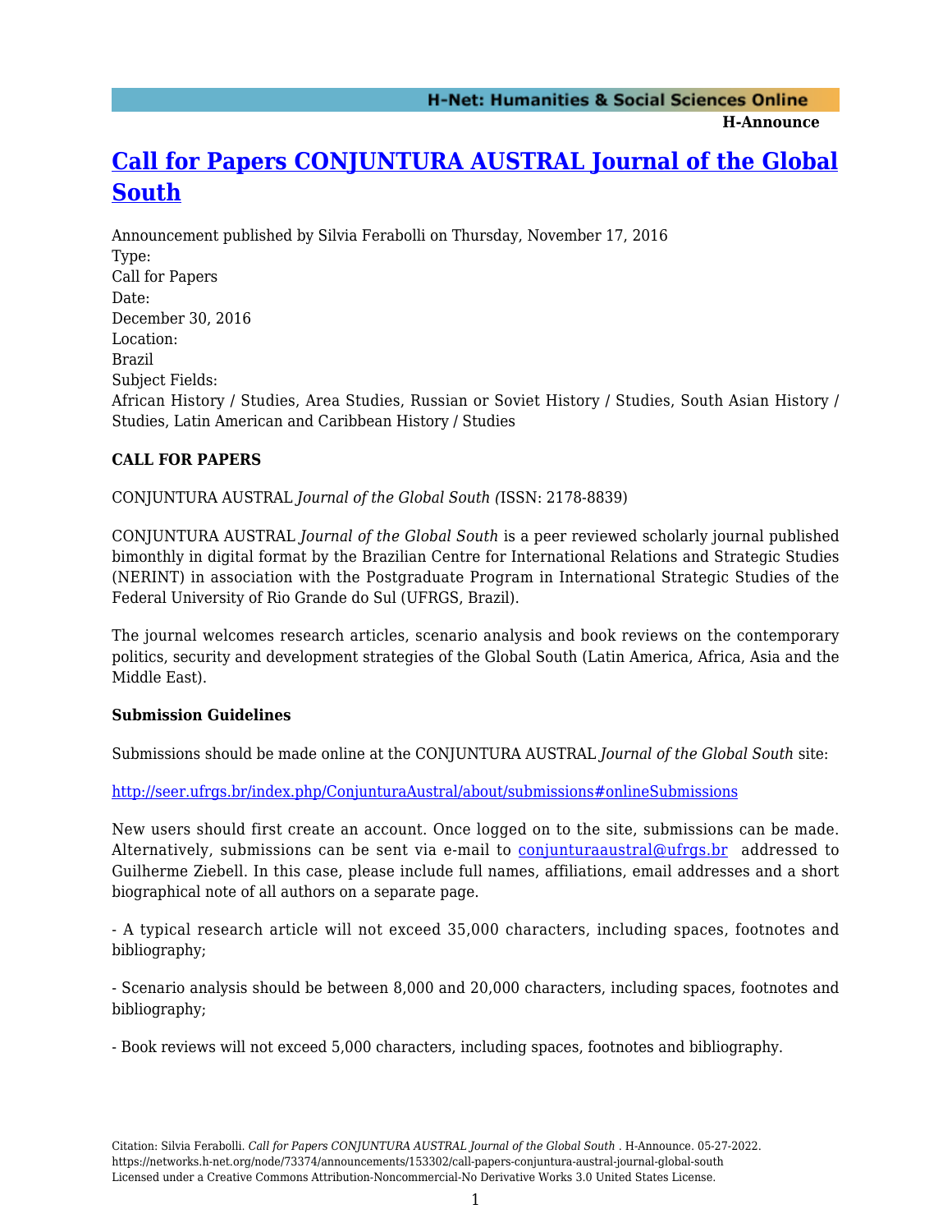# [Call for Papers CONJUNTURA AUSTRAL Journal of the Global South](https://networks.h-net.org/node/73374/announcements/153302/call-papers-conjuntura-austral-journal-global-south)

Announcement published by Silvia Ferabolli on Thursday, November 17, 2016

Type:
Call for Papers

Date:
December 30, 2016

Location:
Brazil

Subject Fields:
African History / Studies, Area Studies, Russian or Soviet History / Studies, South Asian History / Studies, Latin American and Caribbean History / Studies

**CALL FOR PAPERS**

CONJUNTURA AUSTRAL *Journal of the Global South (*ISSN: 2178-8839)

CONJUNTURA AUSTRAL *Journal of the Global South* is a peer reviewed scholarly journal published bimonthly in digital format by the Brazilian Centre for International Relations and Strategic Studies (NERINT) in association with the Postgraduate Program in International Strategic Studies of the Federal University of Rio Grande do Sul (UFRGS, Brazil).

The journal welcomes research articles, scenario analysis and book reviews on the contemporary politics, security and development strategies of the Global South (Latin America, Africa, Asia and the Middle East).

**Submission Guidelines**

Submissions should be made online at the CONJUNTURA AUSTRAL *Journal of the Global South* site:

[http://seer.ufrgs.br/index.php/ConjunturaAustral/about/submissions#onlineSubmissions](http://seer.ufrgs.br/index.php/ConjunturaAustral/about/submissions#onlineSubmissions)

New users should first create an account. Once logged on to the site, submissions can be made. Alternatively, submissions can be sent via e-mail to [conjunturaaustral@ufrgs.br](mailto:conjunturaaustral@ufrgs.br) addressed to Guilherme Ziebell. In this case, please include full names, affiliations, email addresses and a short biographical note of all authors on a separate page.

- A typical research article will not exceed 35,000 characters, including spaces, footnotes and bibliography;

- Scenario analysis should be between 8,000 and 20,000 characters, including spaces, footnotes and bibliography;

- Book reviews will not exceed 5,000 characters, including spaces, footnotes and bibliography.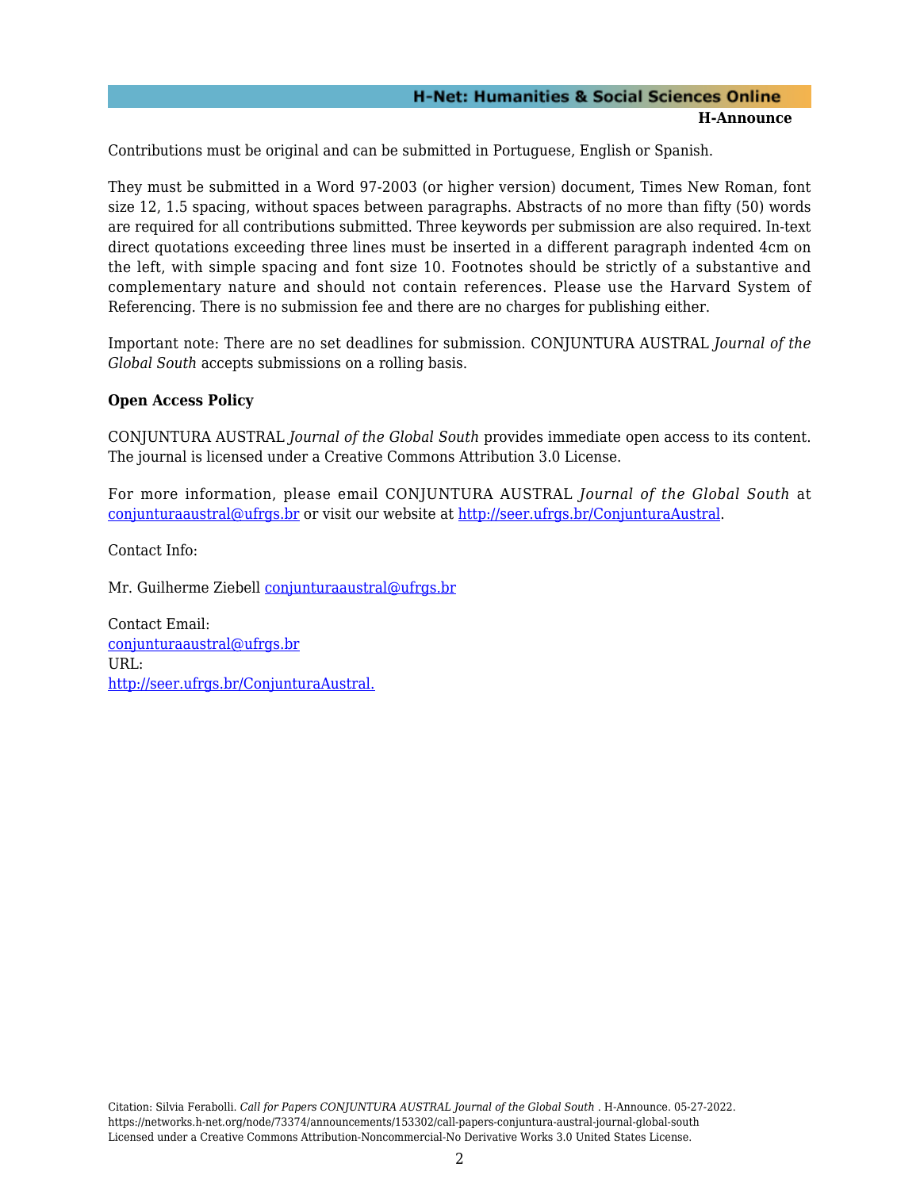Contributions must be original and can be submitted in Portuguese, English or Spanish.

They must be submitted in a Word 97-2003 (or higher version) document, Times New Roman, font size 12, 1.5 spacing, without spaces between paragraphs. Abstracts of no more than fifty (50) words are required for all contributions submitted. Three keywords per submission are also required. In-text direct quotations exceeding three lines must be inserted in a different paragraph indented 4cm on the left, with simple spacing and font size 10. Footnotes should be strictly of a substantive and complementary nature and should not contain references. Please use the Harvard System of Referencing. There is no submission fee and there are no charges for publishing either.

Important note: There are no set deadlines for submission. CONJUNTURA AUSTRAL *Journal of the Global South* accepts submissions on a rolling basis.

**Open Access Policy**

CONJUNTURA AUSTRAL *Journal of the Global South* provides immediate open access to its content. The journal is licensed under a Creative Commons Attribution 3.0 License.

For more information, please email CONJUNTURA AUSTRAL *Journal of the Global South* at conjunturaaustral@ufrgs.br or visit our website at http://seer.ufrgs.br/ConjunturaAustral.

Contact Info:

Mr. Guilherme Ziebell conjunturaaustral@ufrgs.br

Contact Email:
conjunturaaustral@ufrgs.br
URL:
http://seer.ufrgs.br/ConjunturaAustral.

Citation: Silvia Ferabolli. *Call for Papers CONJUNTURA AUSTRAL Journal of the Global South* . H-Announce. 05-27-2022.
https://networks.h-net.org/node/73374/announcements/153302/call-papers-conjuntura-austral-journal-global-south
Licensed under a Creative Commons Attribution-Noncommercial-No Derivative Works 3.0 United States License.